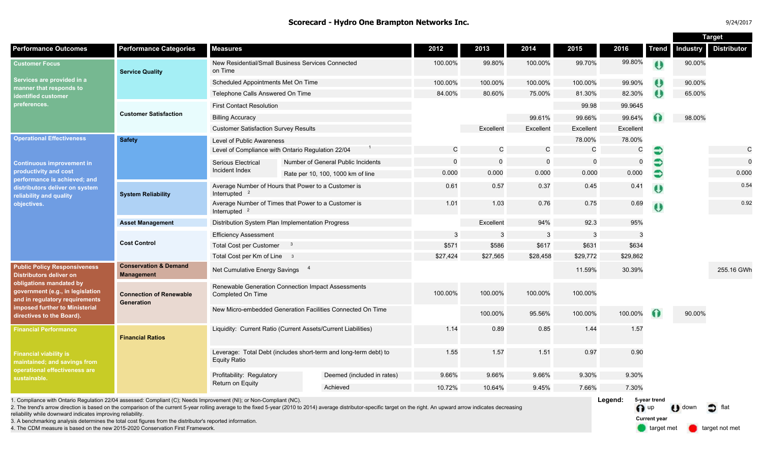## Scorecard - Hydro One Brampton Networks Inc.

9/24/2017

| Performance Outcomes | Performance Categories | Measures | | 2012 | 2013 | 2014 | 2015 | 2016 | Trend | Target: Industry | Target: Distributor |
|---|---|---|---|---|---|---|---|---|---|---|---|
| **Customer Focus** Services are provided in a manner that responds to identified customer preferences. | Service Quality | New Residential/Small Business Services Connected on Time | | 100.00% | 99.80% | 100.00% | 99.70% | 99.80% | down | 90.00% | |
| | | Scheduled Appointments Met On Time | | 100.00% | 100.00% | 100.00% | 100.00% | 99.90% | down | 90.00% | |
| | | Telephone Calls Answered On Time | | 84.00% | 80.60% | 75.00% | 81.30% | 82.30% | down | 65.00% | |
| | Customer Satisfaction | First Contact Resolution | | | | | 99.98 | 99.9645 | | | |
| | | Billing Accuracy | | | | 99.61% | 99.66% | 99.64% | up | 98.00% | |
| | | Customer Satisfaction Survey Results | | | Excellent | Excellent | Excellent | Excellent | | | |
| **Operational Effectiveness** Continuous improvement in productivity and cost performance is achieved; and distributors deliver on system reliability and quality objectives. | Safety | Level of Public Awareness | | | | | 78.00% | 78.00% | | | |
| | | Level of Compliance with Ontario Regulation 22/04 [1] | | C | C | C | C | C | flat | | C |
| | | Serious Electrical Incident Index | Number of General Public Incidents | 0 | 0 | 0 | 0 | 0 | flat | | 0 |
| | | | Rate per 10, 100, 1000 km of line | 0.000 | 0.000 | 0.000 | 0.000 | 0.000 | flat | | 0.000 |
| | System Reliability | Average Number of Hours that Power to a Customer is Interrupted [2] | | 0.61 | 0.57 | 0.37 | 0.45 | 0.41 | down | | 0.54 |
| | | Average Number of Times that Power to a Customer is Interrupted [2] | | 1.01 | 1.03 | 0.76 | 0.75 | 0.69 | down | | 0.92 |
| | Asset Management | Distribution System Plan Implementation Progress | | | Excellent | 94% | 92.3 | 95% | | | |
| | Cost Control | Efficiency Assessment | | 3 | 3 | 3 | 3 | 3 | | | |
| | | Total Cost per Customer [3] | | $571 | $586 | $617 | $631 | $634 | | | |
| | | Total Cost per Km of Line [3] | | $27,424 | $27,565 | $28,458 | $29,772 | $29,862 | | | |
| **Public Policy Responsiveness** Distributors deliver on obligations mandated by government (e.g., in legislation and in regulatory requirements imposed further to Ministerial directives to the Board). | Conservation & Demand Management | Net Cumulative Energy Savings [4] | | | | | 11.59% | 30.39% | | | 255.16 GWh |
| | Connection of Renewable Generation | Renewable Generation Connection Impact Assessments Completed On Time | | 100.00% | 100.00% | 100.00% | 100.00% | | | | |
| | | New Micro-embedded Generation Facilities Connected On Time | | | 100.00% | 95.56% | 100.00% | 100.00% | up | 90.00% | |
| **Financial Performance** Financial viability is maintained; and savings from operational effectiveness are sustainable. | Financial Ratios | Liquidity: Current Ratio (Current Assets/Current Liabilities) | | 1.14 | 0.89 | 0.85 | 1.44 | 1.57 | | | |
| | | Leverage: Total Debt (includes short-term and long-term debt) to Equity Ratio | | 1.55 | 1.57 | 1.51 | 0.97 | 0.90 | | | |
| | | Profitability: Regulatory Return on Equity | Deemed (included in rates) | 9.66% | 9.66% | 9.66% | 9.30% | 9.30% | | | |
| | | | Achieved | 10.72% | 10.64% | 9.45% | 7.66% | 7.30% | | | |

1. Compliance with Ontario Regulation 22/04 assessed: Compliant (C); Needs Improvement (NI); or Non-Compliant (NC).
2. The trend's arrow direction is based on the comparison of the current 5-year rolling average to the fixed 5-year (2010 to 2014) average distributor-specific target on the right. An upward arrow indicates decreasing reliability while downward arrow indicates improving reliability.
3. A benchmarking analysis determines the total cost figures from the distributor's reported information.
4. The CDM measure is based on the new 2015-2020 Conservation First Framework.

**Legend:**
5-year trend: up, down, flat
Current year: target met, target not met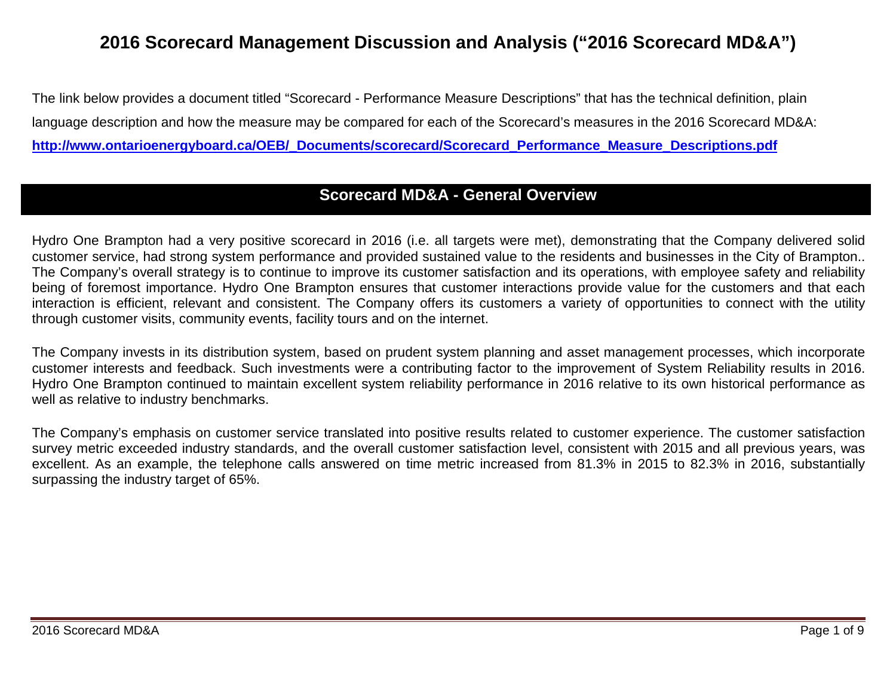# 2016 Scorecard Management Discussion and Analysis ("2016 Scorecard MD&A")

The link below provides a document titled "Scorecard - Performance Measure Descriptions" that has the technical definition, plain language description and how the measure may be compared for each of the Scorecard's measures in the 2016 Scorecard MD&A:

**http://www.ontarioenergyboard.ca/OEB/_Documents/scorecard/Scorecard_Performance_Measure_Descriptions.pdf**

## Scorecard MD&A - General Overview

Hydro One Brampton had a very positive scorecard in 2016 (i.e. all targets were met), demonstrating that the Company delivered solid customer service, had strong system performance and provided sustained value to the residents and businesses in the City of Brampton.. The Company's overall strategy is to continue to improve its customer satisfaction and its operations, with employee safety and reliability being of foremost importance. Hydro One Brampton ensures that customer interactions provide value for the customers and that each interaction is efficient, relevant and consistent. The Company offers its customers a variety of opportunities to connect with the utility through customer visits, community events, facility tours and on the internet.

The Company invests in its distribution system, based on prudent system planning and asset management processes, which incorporate customer interests and feedback. Such investments were a contributing factor to the improvement of System Reliability results in 2016. Hydro One Brampton continued to maintain excellent system reliability performance in 2016 relative to its own historical performance as well as relative to industry benchmarks.

The Company's emphasis on customer service translated into positive results related to customer experience. The customer satisfaction survey metric exceeded industry standards, and the overall customer satisfaction level, consistent with 2015 and all previous years, was excellent. As an example, the telephone calls answered on time metric increased from 81.3% in 2015 to 82.3% in 2016, substantially surpassing the industry target of 65%.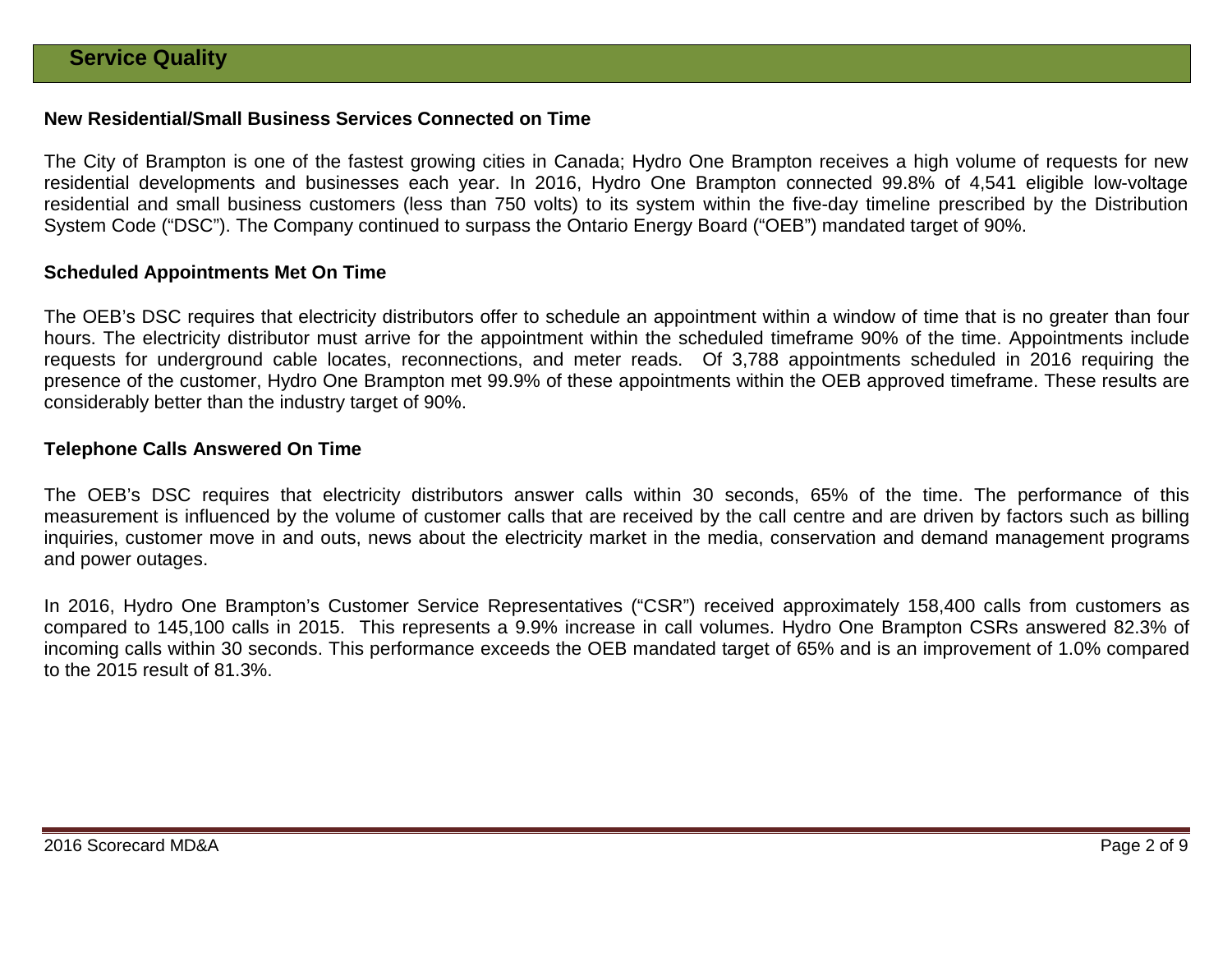## Service Quality

### New Residential/Small Business Services Connected on Time

The City of Brampton is one of the fastest growing cities in Canada; Hydro One Brampton receives a high volume of requests for new residential developments and businesses each year. In 2016, Hydro One Brampton connected 99.8% of 4,541 eligible low-voltage residential and small business customers (less than 750 volts) to its system within the five-day timeline prescribed by the Distribution System Code ("DSC"). The Company continued to surpass the Ontario Energy Board ("OEB") mandated target of 90%.

### Scheduled Appointments Met On Time

The OEB's DSC requires that electricity distributors offer to schedule an appointment within a window of time that is no greater than four hours. The electricity distributor must arrive for the appointment within the scheduled timeframe 90% of the time. Appointments include requests for underground cable locates, reconnections, and meter reads. Of 3,788 appointments scheduled in 2016 requiring the presence of the customer, Hydro One Brampton met 99.9% of these appointments within the OEB approved timeframe. These results are considerably better than the industry target of 90%.

### Telephone Calls Answered On Time

The OEB's DSC requires that electricity distributors answer calls within 30 seconds, 65% of the time. The performance of this measurement is influenced by the volume of customer calls that are received by the call centre and are driven by factors such as billing inquiries, customer move in and outs, news about the electricity market in the media, conservation and demand management programs and power outages.

In 2016, Hydro One Brampton's Customer Service Representatives ("CSR") received approximately 158,400 calls from customers as compared to 145,100 calls in 2015. This represents a 9.9% increase in call volumes. Hydro One Brampton CSRs answered 82.3% of incoming calls within 30 seconds. This performance exceeds the OEB mandated target of 65% and is an improvement of 1.0% compared to the 2015 result of 81.3%.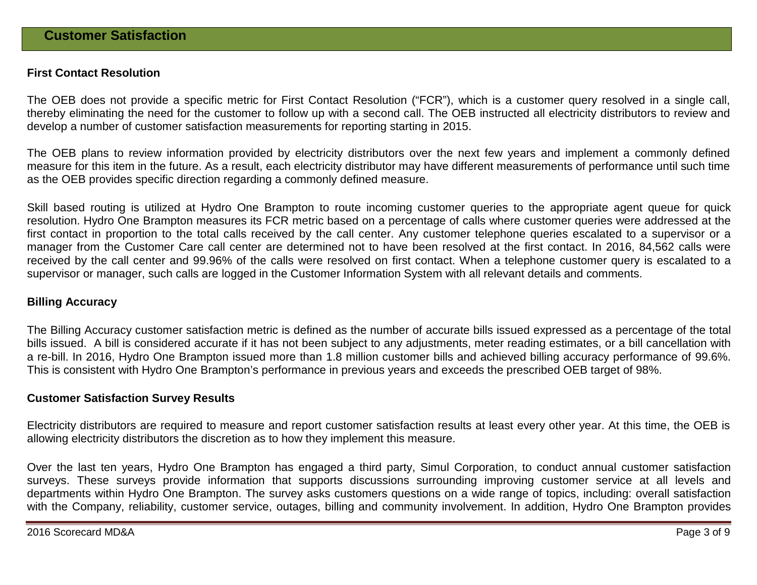## Customer Satisfaction

### First Contact Resolution

The OEB does not provide a specific metric for First Contact Resolution ("FCR"), which is a customer query resolved in a single call, thereby eliminating the need for the customer to follow up with a second call. The OEB instructed all electricity distributors to review and develop a number of customer satisfaction measurements for reporting starting in 2015.

The OEB plans to review information provided by electricity distributors over the next few years and implement a commonly defined measure for this item in the future. As a result, each electricity distributor may have different measurements of performance until such time as the OEB provides specific direction regarding a commonly defined measure.

Skill based routing is utilized at Hydro One Brampton to route incoming customer queries to the appropriate agent queue for quick resolution. Hydro One Brampton measures its FCR metric based on a percentage of calls where customer queries were addressed at the first contact in proportion to the total calls received by the call center. Any customer telephone queries escalated to a supervisor or a manager from the Customer Care call center are determined not to have been resolved at the first contact. In 2016, 84,562 calls were received by the call center and 99.96% of the calls were resolved on first contact. When a telephone customer query is escalated to a supervisor or manager, such calls are logged in the Customer Information System with all relevant details and comments.

### Billing Accuracy

The Billing Accuracy customer satisfaction metric is defined as the number of accurate bills issued expressed as a percentage of the total bills issued. A bill is considered accurate if it has not been subject to any adjustments, meter reading estimates, or a bill cancellation with a re-bill. In 2016, Hydro One Brampton issued more than 1.8 million customer bills and achieved billing accuracy performance of 99.6%. This is consistent with Hydro One Brampton's performance in previous years and exceeds the prescribed OEB target of 98%.

### Customer Satisfaction Survey Results

Electricity distributors are required to measure and report customer satisfaction results at least every other year. At this time, the OEB is allowing electricity distributors the discretion as to how they implement this measure.

Over the last ten years, Hydro One Brampton has engaged a third party, Simul Corporation, to conduct annual customer satisfaction surveys. These surveys provide information that supports discussions surrounding improving customer service at all levels and departments within Hydro One Brampton. The survey asks customers questions on a wide range of topics, including: overall satisfaction with the Company, reliability, customer service, outages, billing and community involvement. In addition, Hydro One Brampton provides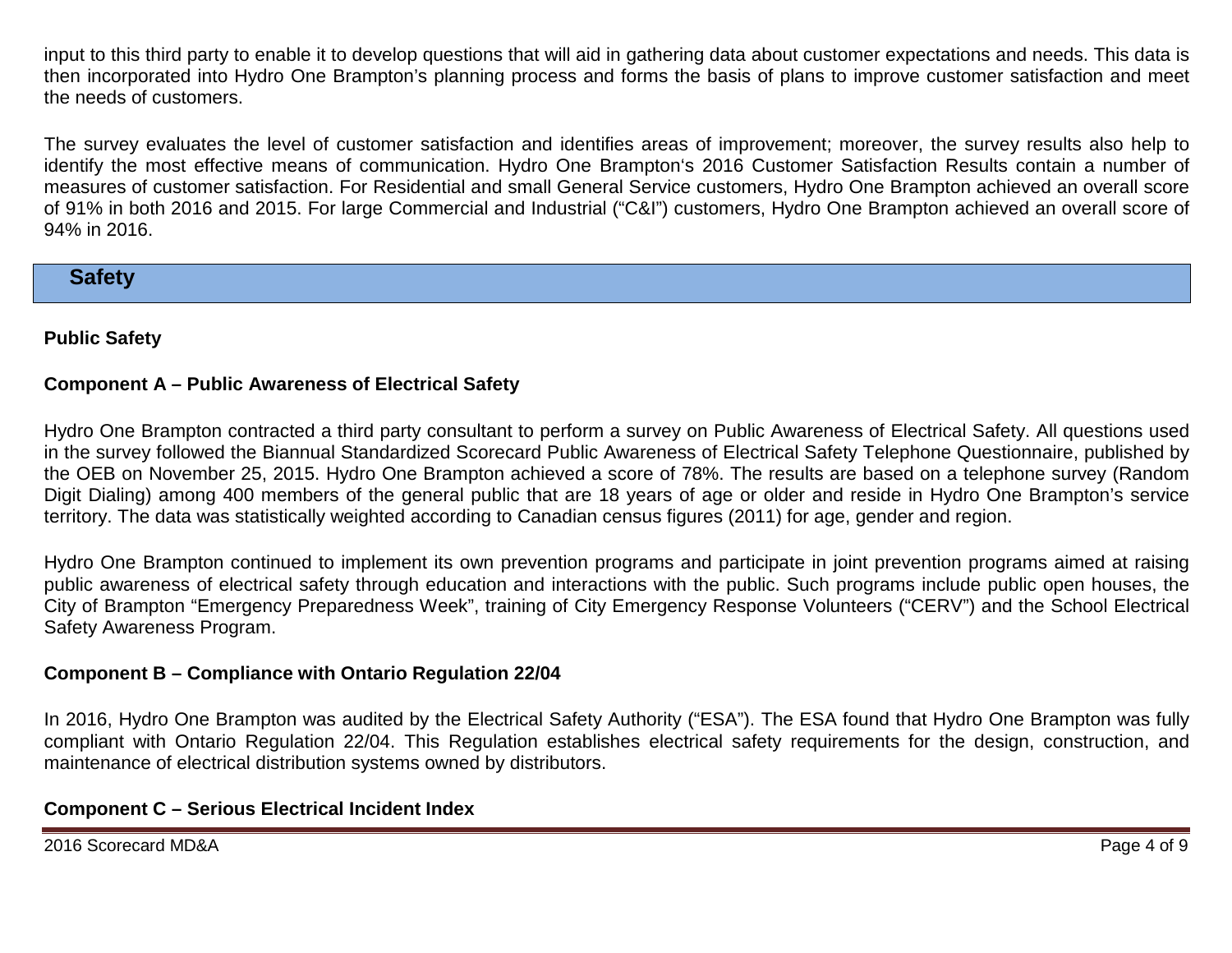input to this third party to enable it to develop questions that will aid in gathering data about customer expectations and needs. This data is then incorporated into Hydro One Brampton's planning process and forms the basis of plans to improve customer satisfaction and meet the needs of customers.

The survey evaluates the level of customer satisfaction and identifies areas of improvement; moreover, the survey results also help to identify the most effective means of communication. Hydro One Brampton's 2016 Customer Satisfaction Results contain a number of measures of customer satisfaction. For Residential and small General Service customers, Hydro One Brampton achieved an overall score of 91% in both 2016 and 2015. For large Commercial and Industrial ("C&I") customers, Hydro One Brampton achieved an overall score of 94% in 2016.

## Safety

### Public Safety

#### Component A – Public Awareness of Electrical Safety

Hydro One Brampton contracted a third party consultant to perform a survey on Public Awareness of Electrical Safety. All questions used in the survey followed the Biannual Standardized Scorecard Public Awareness of Electrical Safety Telephone Questionnaire, published by the OEB on November 25, 2015. Hydro One Brampton achieved a score of 78%. The results are based on a telephone survey (Random Digit Dialing) among 400 members of the general public that are 18 years of age or older and reside in Hydro One Brampton's service territory. The data was statistically weighted according to Canadian census figures (2011) for age, gender and region.

Hydro One Brampton continued to implement its own prevention programs and participate in joint prevention programs aimed at raising public awareness of electrical safety through education and interactions with the public. Such programs include public open houses, the City of Brampton "Emergency Preparedness Week", training of City Emergency Response Volunteers ("CERV") and the School Electrical Safety Awareness Program.

#### Component B – Compliance with Ontario Regulation 22/04

In 2016, Hydro One Brampton was audited by the Electrical Safety Authority ("ESA"). The ESA found that Hydro One Brampton was fully compliant with Ontario Regulation 22/04. This Regulation establishes electrical safety requirements for the design, construction, and maintenance of electrical distribution systems owned by distributors.

#### Component C – Serious Electrical Incident Index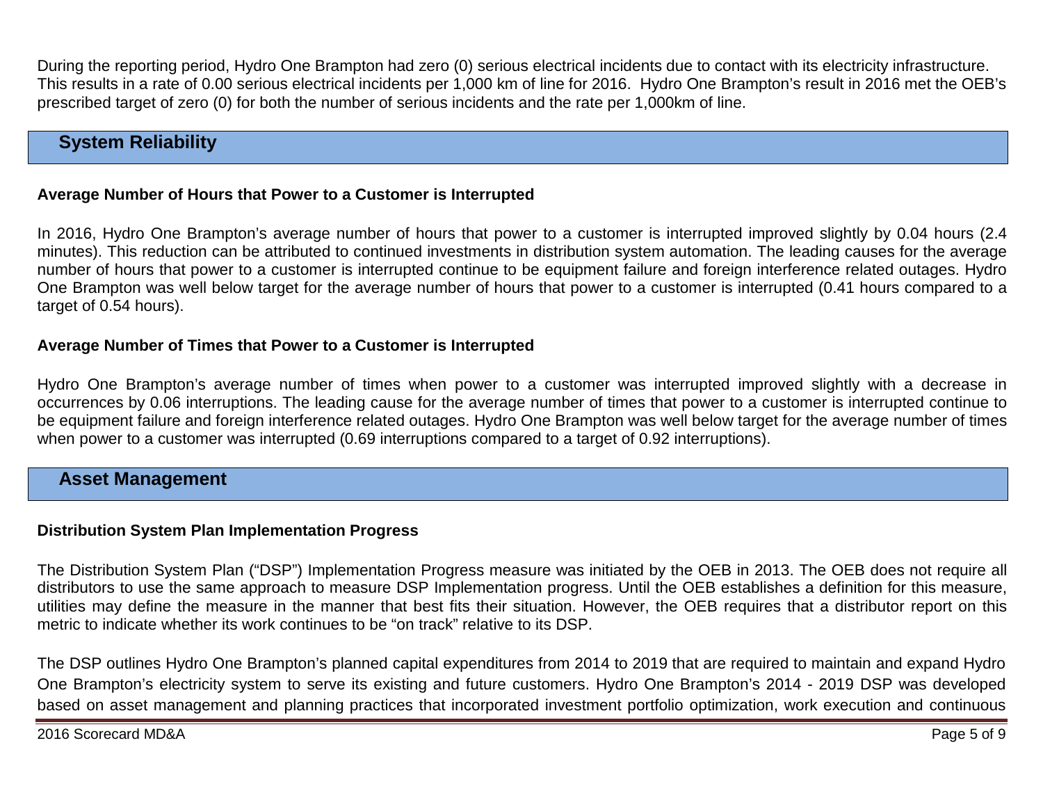During the reporting period, Hydro One Brampton had zero (0) serious electrical incidents due to contact with its electricity infrastructure. This results in a rate of 0.00 serious electrical incidents per 1,000 km of line for 2016. Hydro One Brampton's result in 2016 met the OEB's prescribed target of zero (0) for both the number of serious incidents and the rate per 1,000km of line.

## System Reliability

### Average Number of Hours that Power to a Customer is Interrupted

In 2016, Hydro One Brampton's average number of hours that power to a customer is interrupted improved slightly by 0.04 hours (2.4 minutes). This reduction can be attributed to continued investments in distribution system automation. The leading causes for the average number of hours that power to a customer is interrupted continue to be equipment failure and foreign interference related outages. Hydro One Brampton was well below target for the average number of hours that power to a customer is interrupted (0.41 hours compared to a target of 0.54 hours).

### Average Number of Times that Power to a Customer is Interrupted

Hydro One Brampton's average number of times when power to a customer was interrupted improved slightly with a decrease in occurrences by 0.06 interruptions. The leading cause for the average number of times that power to a customer is interrupted continue to be equipment failure and foreign interference related outages. Hydro One Brampton was well below target for the average number of times when power to a customer was interrupted (0.69 interruptions compared to a target of 0.92 interruptions).

## Asset Management

### Distribution System Plan Implementation Progress

The Distribution System Plan ("DSP") Implementation Progress measure was initiated by the OEB in 2013. The OEB does not require all distributors to use the same approach to measure DSP Implementation progress. Until the OEB establishes a definition for this measure, utilities may define the measure in the manner that best fits their situation. However, the OEB requires that a distributor report on this metric to indicate whether its work continues to be "on track" relative to its DSP.

The DSP outlines Hydro One Brampton's planned capital expenditures from 2014 to 2019 that are required to maintain and expand Hydro One Brampton's electricity system to serve its existing and future customers. Hydro One Brampton's 2014 - 2019 DSP was developed based on asset management and planning practices that incorporated investment portfolio optimization, work execution and continuous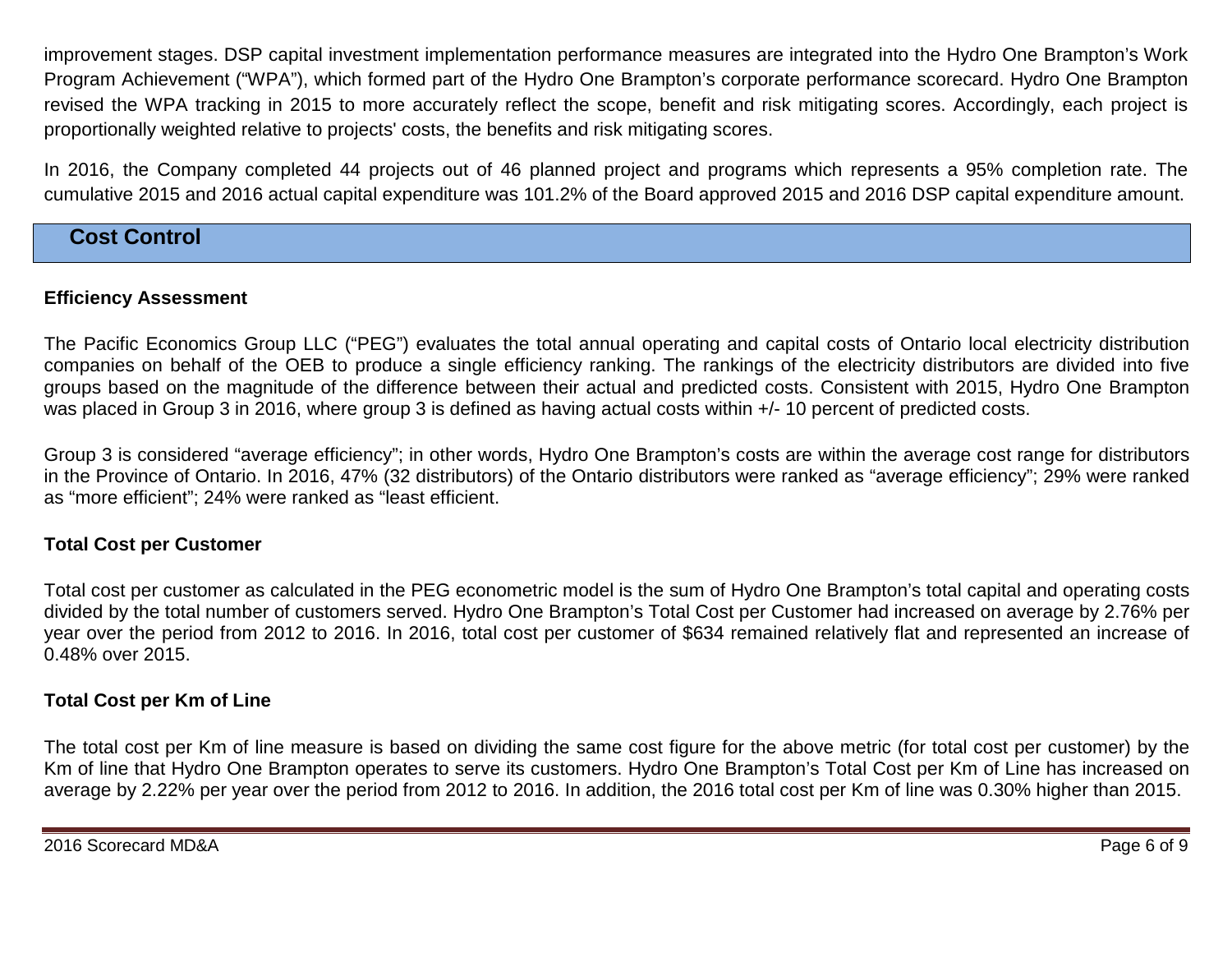improvement stages. DSP capital investment implementation performance measures are integrated into the Hydro One Brampton's Work Program Achievement ("WPA"), which formed part of the Hydro One Brampton's corporate performance scorecard. Hydro One Brampton revised the WPA tracking in 2015 to more accurately reflect the scope, benefit and risk mitigating scores. Accordingly, each project is proportionally weighted relative to projects' costs, the benefits and risk mitigating scores.

In 2016, the Company completed 44 projects out of 46 planned project and programs which represents a 95% completion rate. The cumulative 2015 and 2016 actual capital expenditure was 101.2% of the Board approved 2015 and 2016 DSP capital expenditure amount.

## Cost Control

### Efficiency Assessment

The Pacific Economics Group LLC ("PEG") evaluates the total annual operating and capital costs of Ontario local electricity distribution companies on behalf of the OEB to produce a single efficiency ranking. The rankings of the electricity distributors are divided into five groups based on the magnitude of the difference between their actual and predicted costs. Consistent with 2015, Hydro One Brampton was placed in Group 3 in 2016, where group 3 is defined as having actual costs within +/- 10 percent of predicted costs.

Group 3 is considered "average efficiency"; in other words, Hydro One Brampton's costs are within the average cost range for distributors in the Province of Ontario. In 2016, 47% (32 distributors) of the Ontario distributors were ranked as "average efficiency"; 29% were ranked as "more efficient"; 24% were ranked as "least efficient.

### Total Cost per Customer

Total cost per customer as calculated in the PEG econometric model is the sum of Hydro One Brampton's total capital and operating costs divided by the total number of customers served. Hydro One Brampton's Total Cost per Customer had increased on average by 2.76% per year over the period from 2012 to 2016. In 2016, total cost per customer of $634 remained relatively flat and represented an increase of 0.48% over 2015.

### Total Cost per Km of Line

The total cost per Km of line measure is based on dividing the same cost figure for the above metric (for total cost per customer) by the Km of line that Hydro One Brampton operates to serve its customers. Hydro One Brampton's Total Cost per Km of Line has increased on average by 2.22% per year over the period from 2012 to 2016. In addition, the 2016 total cost per Km of line was 0.30% higher than 2015.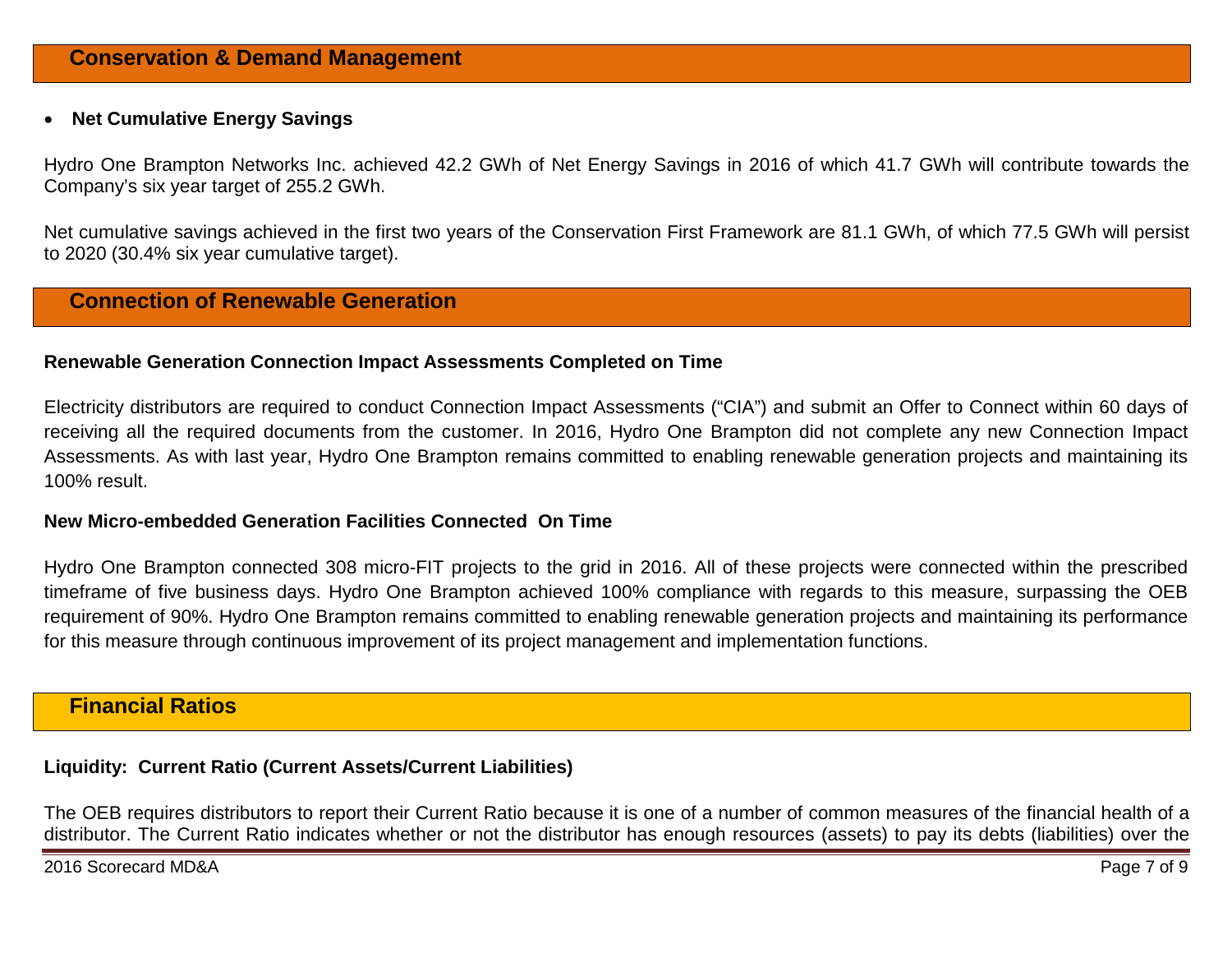## Conservation & Demand Management

- **Net Cumulative Energy Savings**

Hydro One Brampton Networks Inc. achieved 42.2 GWh of Net Energy Savings in 2016 of which 41.7 GWh will contribute towards the Company's six year target of 255.2 GWh.

Net cumulative savings achieved in the first two years of the Conservation First Framework are 81.1 GWh, of which 77.5 GWh will persist to 2020 (30.4% six year cumulative target).

## Connection of Renewable Generation

**Renewable Generation Connection Impact Assessments Completed on Time**

Electricity distributors are required to conduct Connection Impact Assessments ("CIA") and submit an Offer to Connect within 60 days of receiving all the required documents from the customer. In 2016, Hydro One Brampton did not complete any new Connection Impact Assessments. As with last year, Hydro One Brampton remains committed to enabling renewable generation projects and maintaining its 100% result.

**New Micro-embedded Generation Facilities Connected On Time**

Hydro One Brampton connected 308 micro-FIT projects to the grid in 2016. All of these projects were connected within the prescribed timeframe of five business days. Hydro One Brampton achieved 100% compliance with regards to this measure, surpassing the OEB requirement of 90%. Hydro One Brampton remains committed to enabling renewable generation projects and maintaining its performance for this measure through continuous improvement of its project management and implementation functions.

## Financial Ratios

**Liquidity: Current Ratio (Current Assets/Current Liabilities)**

The OEB requires distributors to report their Current Ratio because it is one of a number of common measures of the financial health of a distributor. The Current Ratio indicates whether or not the distributor has enough resources (assets) to pay its debts (liabilities) over the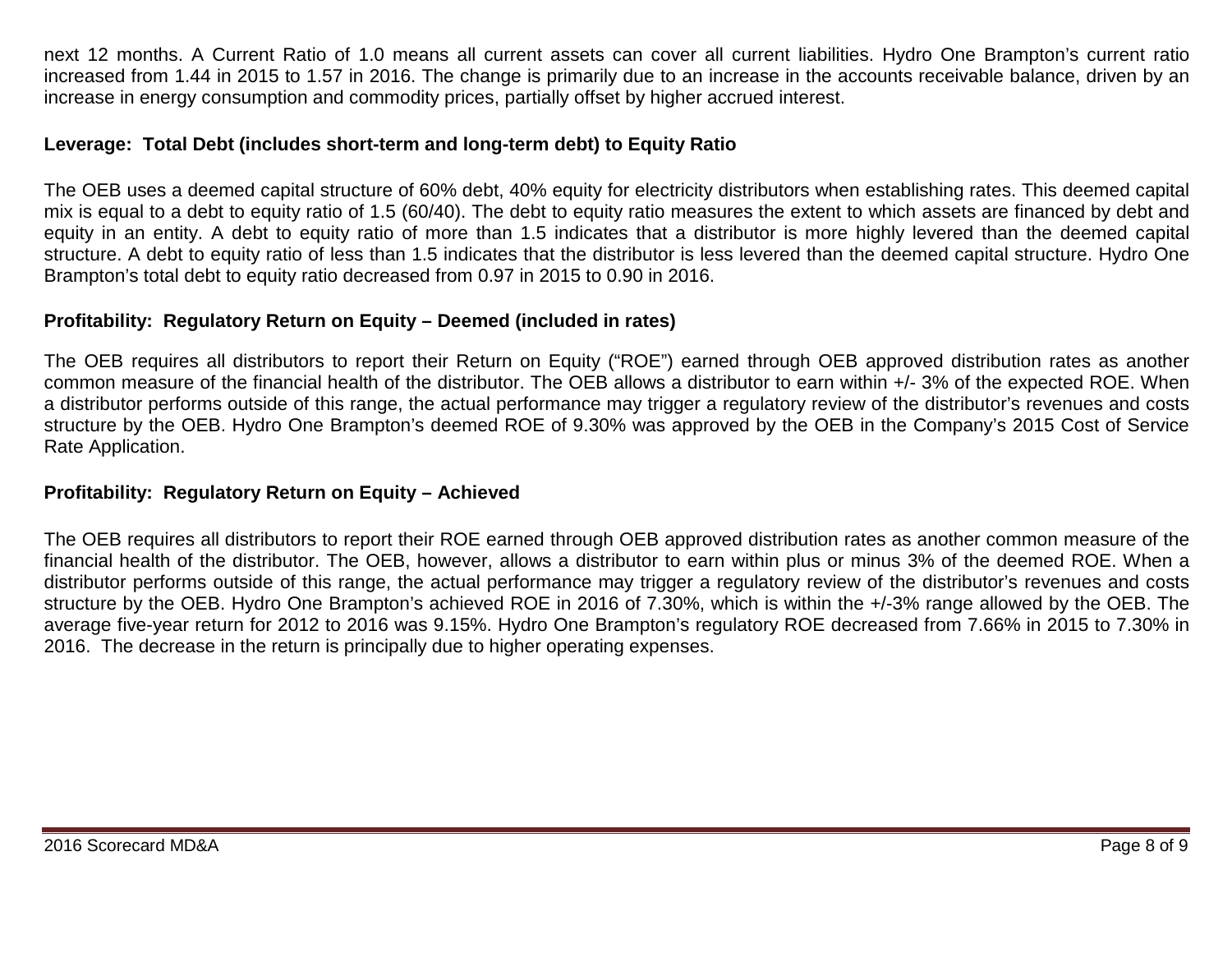next 12 months. A Current Ratio of 1.0 means all current assets can cover all current liabilities. Hydro One Brampton's current ratio increased from 1.44 in 2015 to 1.57 in 2016. The change is primarily due to an increase in the accounts receivable balance, driven by an increase in energy consumption and commodity prices, partially offset by higher accrued interest.

**Leverage: Total Debt (includes short-term and long-term debt) to Equity Ratio**

The OEB uses a deemed capital structure of 60% debt, 40% equity for electricity distributors when establishing rates. This deemed capital mix is equal to a debt to equity ratio of 1.5 (60/40). The debt to equity ratio measures the extent to which assets are financed by debt and equity in an entity. A debt to equity ratio of more than 1.5 indicates that a distributor is more highly levered than the deemed capital structure. A debt to equity ratio of less than 1.5 indicates that the distributor is less levered than the deemed capital structure. Hydro One Brampton's total debt to equity ratio decreased from 0.97 in 2015 to 0.90 in 2016.

**Profitability: Regulatory Return on Equity – Deemed (included in rates)**

The OEB requires all distributors to report their Return on Equity ("ROE") earned through OEB approved distribution rates as another common measure of the financial health of the distributor. The OEB allows a distributor to earn within +/- 3% of the expected ROE. When a distributor performs outside of this range, the actual performance may trigger a regulatory review of the distributor's revenues and costs structure by the OEB. Hydro One Brampton's deemed ROE of 9.30% was approved by the OEB in the Company's 2015 Cost of Service Rate Application.

**Profitability: Regulatory Return on Equity – Achieved**

The OEB requires all distributors to report their ROE earned through OEB approved distribution rates as another common measure of the financial health of the distributor. The OEB, however, allows a distributor to earn within plus or minus 3% of the deemed ROE. When a distributor performs outside of this range, the actual performance may trigger a regulatory review of the distributor's revenues and costs structure by the OEB. Hydro One Brampton's achieved ROE in 2016 of 7.30%, which is within the +/-3% range allowed by the OEB. The average five-year return for 2012 to 2016 was 9.15%. Hydro One Brampton's regulatory ROE decreased from 7.66% in 2015 to 7.30% in 2016. The decrease in the return is principally due to higher operating expenses.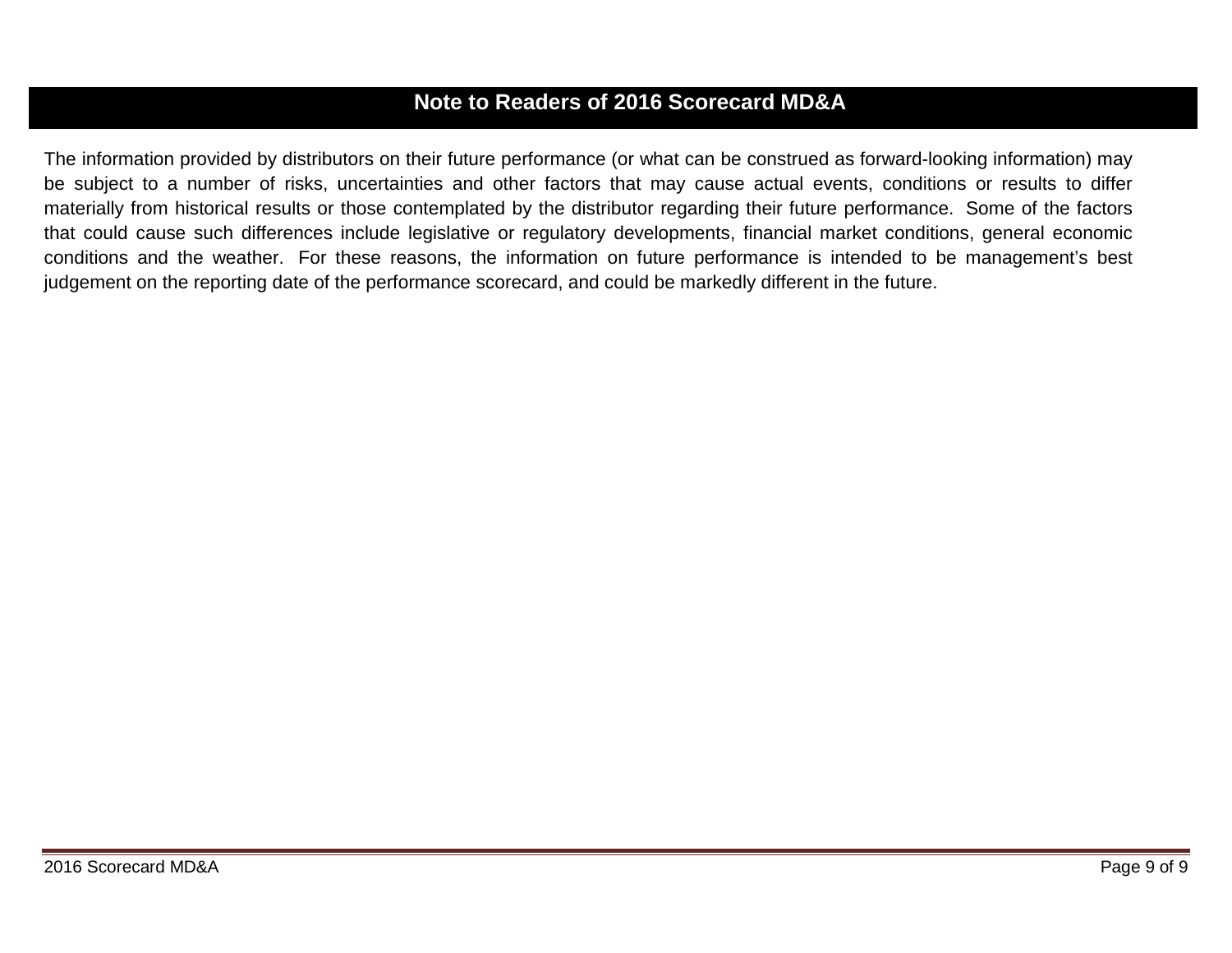## Note to Readers of 2016 Scorecard MD&A

The information provided by distributors on their future performance (or what can be construed as forward-looking information) may be subject to a number of risks, uncertainties and other factors that may cause actual events, conditions or results to differ materially from historical results or those contemplated by the distributor regarding their future performance. Some of the factors that could cause such differences include legislative or regulatory developments, financial market conditions, general economic conditions and the weather. For these reasons, the information on future performance is intended to be management's best judgement on the reporting date of the performance scorecard, and could be markedly different in the future.